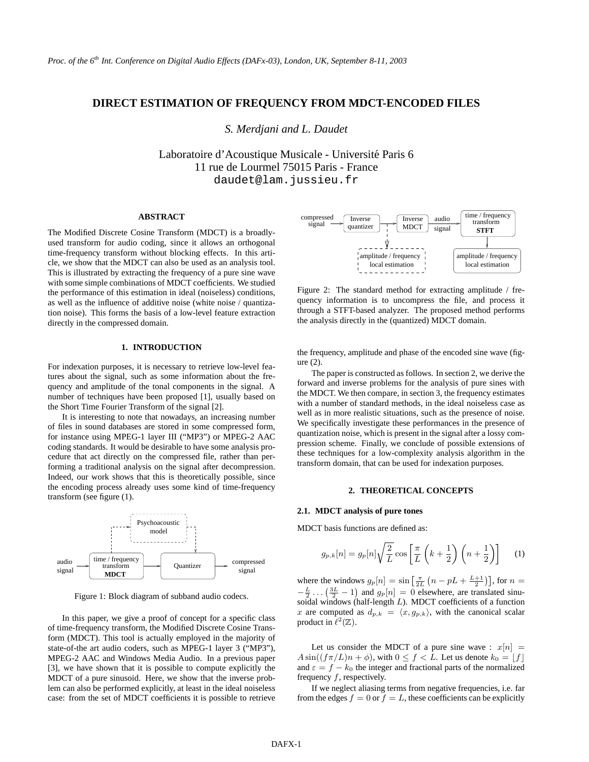# DIRECT ESTIMATION OF FREQUENCY FROM MDCT-ENCODED FILES

*S. Merdjani and L. Daudet*

Laboratoire d'Acoustique Musicale - Université Paris 6
11 rue de Lourmel 75015 Paris - France
daudet@lam.jussieu.fr

## ABSTRACT

The Modified Discrete Cosine Transform (MDCT) is a broadly-used transform for audio coding, since it allows an orthogonal time-frequency transform without blocking effects. In this article, we show that the MDCT can also be used as an analysis tool. This is illustrated by extracting the frequency of a pure sine wave with some simple combinations of MDCT coefficients. We studied the performance of this estimation in ideal (noiseless) conditions, as well as the influence of additive noise (white noise / quantization noise). This forms the basis of a low-level feature extraction directly in the compressed domain.

## 1. INTRODUCTION

For indexation purposes, it is necessary to retrieve low-level features about the signal, such as some information about the frequency and amplitude of the tonal components in the signal. A number of techniques have been proposed [1], usually based on the Short Time Fourier Transform of the signal [2].

It is interesting to note that nowadays, an increasing number of files in sound databases are stored in some compressed form, for instance using MPEG-1 layer III ("MP3") or MPEG-2 AAC coding standards. It would be desirable to have some analysis procedure that act directly on the compressed file, rather than performing a traditional analysis on the signal after decompression. Indeed, our work shows that this is theoretically possible, since the encoding process already uses some kind of time-frequency transform (see figure (1).

Figure 1: Block diagram of subband audio codecs.

In this paper, we give a proof of concept for a specific class of time-frequency transform, the Modified Discrete Cosine Transform (MDCT). This tool is actually employed in the majority of state-of-the art audio coders, such as MPEG-1 layer 3 ("MP3"), MPEG-2 AAC and Windows Media Audio. In a previous paper [3], we have shown that it is possible to compute explicitly the MDCT of a pure sinusoid. Here, we show that the inverse problem can also be performed explicitly, at least in the ideal noiseless case: from the set of MDCT coefficients it is possible to retrieve the frequency, amplitude and phase of the encoded sine wave (figure (2).

Figure 2: The standard method for extracting amplitude / frequency information is to uncompress the file, and process it through a STFT-based analyzer. The proposed method performs the analysis directly in the (quantized) MDCT domain.

The paper is constructed as follows. In section 2, we derive the forward and inverse problems for the analysis of pure sines with the MDCT. We then compare, in section 3, the frequency estimates with a number of standard methods, in the ideal noiseless case as well as in more realistic situations, such as the presence of noise. We specifically investigate these performances in the presence of quantization noise, which is present in the signal after a lossy compression scheme. Finally, we conclude of possible extensions of these techniques for a low-complexity analysis algorithm in the transform domain, that can be used for indexation purposes.

## 2. THEORETICAL CONCEPTS

### 2.1. MDCT analysis of pure tones

MDCT basis functions are defined as:

$$g_{p,k}[n] = g_p[n]\sqrt{\frac{2}{L}}\cos\left[\frac{\pi}{L}\left(k+\frac{1}{2}\right)\left(n+\frac{1}{2}\right)\right] \qquad (1)$$

where the windows $g_p[n] = \sin\left[\frac{\pi}{2L}\left(n - pL + \frac{L+1}{2}\right)\right]$, for $n = -\frac{L}{2}\ldots\left(\frac{3L}{2}-1\right)$ and $g_p[n] = 0$ elsewhere, are translated sinusoidal windows (half-length $L$). MDCT coefficients of a function $x$ are computed as $d_{p,k} = \langle x, g_{p,k}\rangle$, with the canonical scalar product in $\ell^2(\mathbb{Z})$.

Let us consider the MDCT of a pure sine wave : $x[n] = A\sin((f\pi/L)n + \phi)$, with $0 \leq f < L$. Let us denote $k_0 = \lfloor f \rfloor$ and $\varepsilon = f - k_0$ the integer and fractional parts of the normalized frequency $f$, respectively.

If we neglect aliasing terms from negative frequencies, i.e. far from the edges $f = 0$ or $f = L$, these coefficients can be explicitly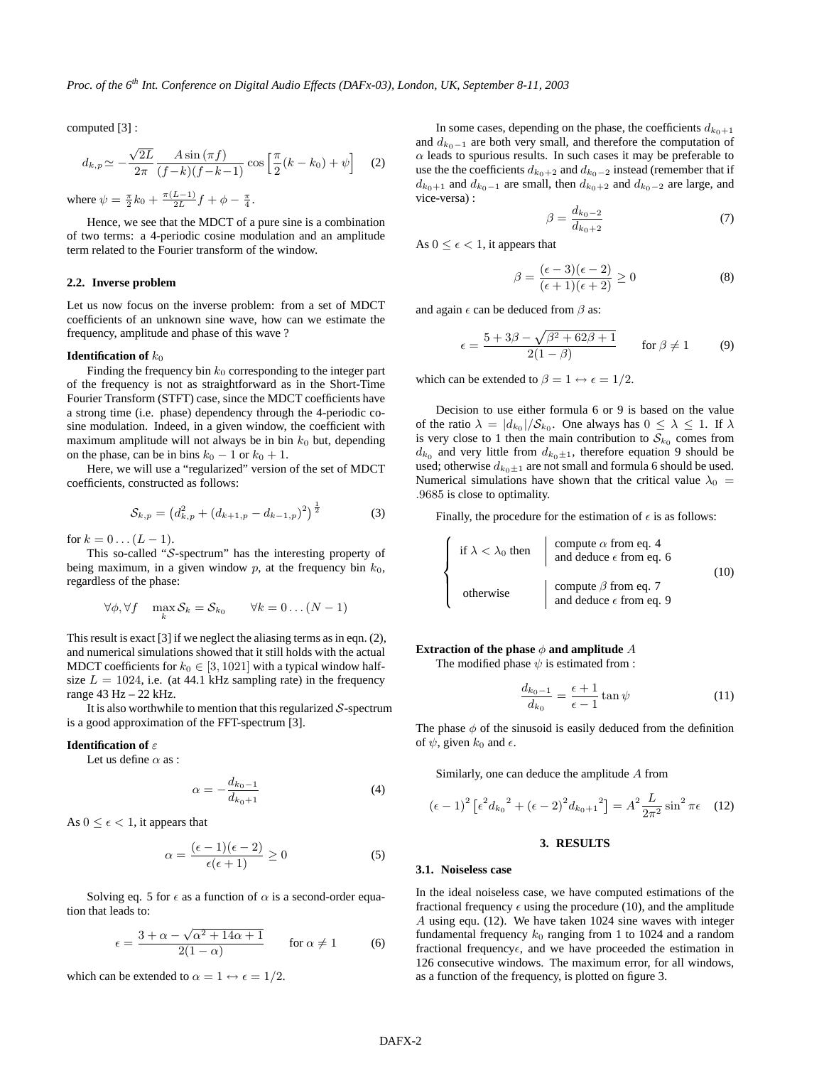computed [3] :

$$d_{k,p} \simeq -\frac{\sqrt{2L}}{2\pi}\frac{A\sin(\pi f)}{(f-k)(f-k-1)}\cos\left[\frac{\pi}{2}(k-k_0)+\psi\right] \quad (2)$$

where $\psi = \frac{\pi}{2}k_0 + \frac{\pi(L-1)}{2L}f + \phi - \frac{\pi}{4}$.

Hence, we see that the MDCT of a pure sine is a combination of two terms: a 4-periodic cosine modulation and an amplitude term related to the Fourier transform of the window.

### 2.2. Inverse problem

Let us now focus on the inverse problem: from a set of MDCT coefficients of an unknown sine wave, how can we estimate the frequency, amplitude and phase of this wave ?

**Identification of $k_0$**

Finding the frequency bin $k_0$ corresponding to the integer part of the frequency is not as straightforward as in the Short-Time Fourier Transform (STFT) case, since the MDCT coefficients have a strong time (i.e. phase) dependency through the 4-periodic cosine modulation. Indeed, in a given window, the coefficient with maximum amplitude will not always be in bin $k_0$ but, depending on the phase, can be in bins $k_0 - 1$ or $k_0 + 1$.

Here, we will use a "regularized" version of the set of MDCT coefficients, constructed as follows:

$$\mathcal{S}_{k,p} = \left(d_{k,p}^2 + (d_{k+1,p} - d_{k-1,p})^2\right)^{\frac{1}{2}} \quad (3)$$

for $k = 0 \ldots (L-1)$.

This so-called "$\mathcal{S}$-spectrum" has the interesting property of being maximum, in a given window $p$, at the frequency bin $k_0$, regardless of the phase:

$$\forall \phi, \forall f \quad \max_k \mathcal{S}_k = \mathcal{S}_{k_0} \qquad \forall k = 0 \ldots (N-1)$$

This result is exact [3] if we neglect the aliasing terms as in eqn. (2), and numerical simulations showed that it still holds with the actual MDCT coefficients for $k_0 \in [3, 1021]$ with a typical window half-size $L = 1024$, i.e. (at 44.1 kHz sampling rate) in the frequency range 43 Hz – 22 kHz.

It is also worthwhile to mention that this regularized $\mathcal{S}$-spectrum is a good approximation of the FFT-spectrum [3].

**Identification of $\varepsilon$**

Let us define $\alpha$ as :

$$\alpha = -\frac{d_{k_0-1}}{d_{k_0+1}} \quad (4)$$

As $0 \leq \epsilon < 1$, it appears that

$$\alpha = \frac{(\epsilon-1)(\epsilon-2)}{\epsilon(\epsilon+1)} \geq 0 \quad (5)$$

Solving eq. 5 for $\epsilon$ as a function of $\alpha$ is a second-order equation that leads to:

$$\epsilon = \frac{3+\alpha-\sqrt{\alpha^2+14\alpha+1}}{2(1-\alpha)} \qquad \text{for } \alpha \neq 1 \quad (6)$$

which can be extended to $\alpha = 1 \leftrightarrow \epsilon = 1/2$.

In some cases, depending on the phase, the coefficients $d_{k_0+1}$ and $d_{k_0-1}$ are both very small, and therefore the computation of $\alpha$ leads to spurious results. In such cases it may be preferable to use the the coefficients $d_{k_0+2}$ and $d_{k_0-2}$ instead (remember that if $d_{k_0+1}$ and $d_{k_0-1}$ are small, then $d_{k_0+2}$ and $d_{k_0-2}$ are large, and vice-versa) :

$$\beta = \frac{d_{k_0-2}}{d_{k_0+2}} \quad (7)$$

As $0 \leq \epsilon < 1$, it appears that

$$\beta = \frac{(\epsilon-3)(\epsilon-2)}{(\epsilon+1)(\epsilon+2)} \geq 0 \quad (8)$$

and again $\epsilon$ can be deduced from $\beta$ as:

$$\epsilon = \frac{5+3\beta-\sqrt{\beta^2+62\beta+1}}{2(1-\beta)} \qquad \text{for } \beta \neq 1 \quad (9)$$

which can be extended to $\beta = 1 \leftrightarrow \epsilon = 1/2$.

Decision to use either formula 6 or 9 is based on the value of the ratio $\lambda = |d_{k_0}|/\mathcal{S}_{k_0}$. One always has $0 \leq \lambda \leq 1$. If $\lambda$ is very close to 1 then the main contribution to $\mathcal{S}_{k_0}$ comes from $d_{k_0}$ and very little from $d_{k_0 \pm 1}$, therefore equation 9 should be used; otherwise $d_{k_0 \pm 1}$ are not small and formula 6 should be used. Numerical simulations have shown that the critical value $\lambda_0 = .9685$ is close to optimality.

Finally, the procedure for the estimation of $\epsilon$ is as follows:

$$\begin{cases} \text{if } \lambda < \lambda_0 \text{ then} & \begin{array}{|l} \text{compute } \alpha \text{ from eq. 4} \\ \text{and deduce } \epsilon \text{ from eq. 6} \end{array} \\ \\ \text{otherwise} & \begin{array}{|l} \text{compute } \beta \text{ from eq. 7} \\ \text{and deduce } \epsilon \text{ from eq. 9} \end{array} \end{cases} \quad (10)$$

**Extraction of the phase $\phi$ and amplitude $A$**

The modified phase $\psi$ is estimated from :

$$\frac{d_{k_0-1}}{d_{k_0}} = \frac{\epsilon+1}{\epsilon-1}\tan\psi \quad (11)$$

The phase $\phi$ of the sinusoid is easily deduced from the definition of $\psi$, given $k_0$ and $\epsilon$.

Similarly, one can deduce the amplitude $A$ from

$$(\epsilon-1)^2\left[\epsilon^2 {d_{k_0}}^2 + (\epsilon-2)^2 {d_{k_0+1}}^2\right] = A^2\frac{L}{2\pi^2}\sin^2\pi\epsilon \quad (12)$$

## 3. RESULTS

### 3.1. Noiseless case

In the ideal noiseless case, we have computed estimations of the fractional frequency $\epsilon$ using the procedure (10), and the amplitude $A$ using equ. (12). We have taken 1024 sine waves with integer fundamental frequency $k_0$ ranging from 1 to 1024 and a random fractional frequency$\epsilon$, and we have proceeded the estimation in 126 consecutive windows. The maximum error, for all windows, as a function of the frequency, is plotted on figure 3.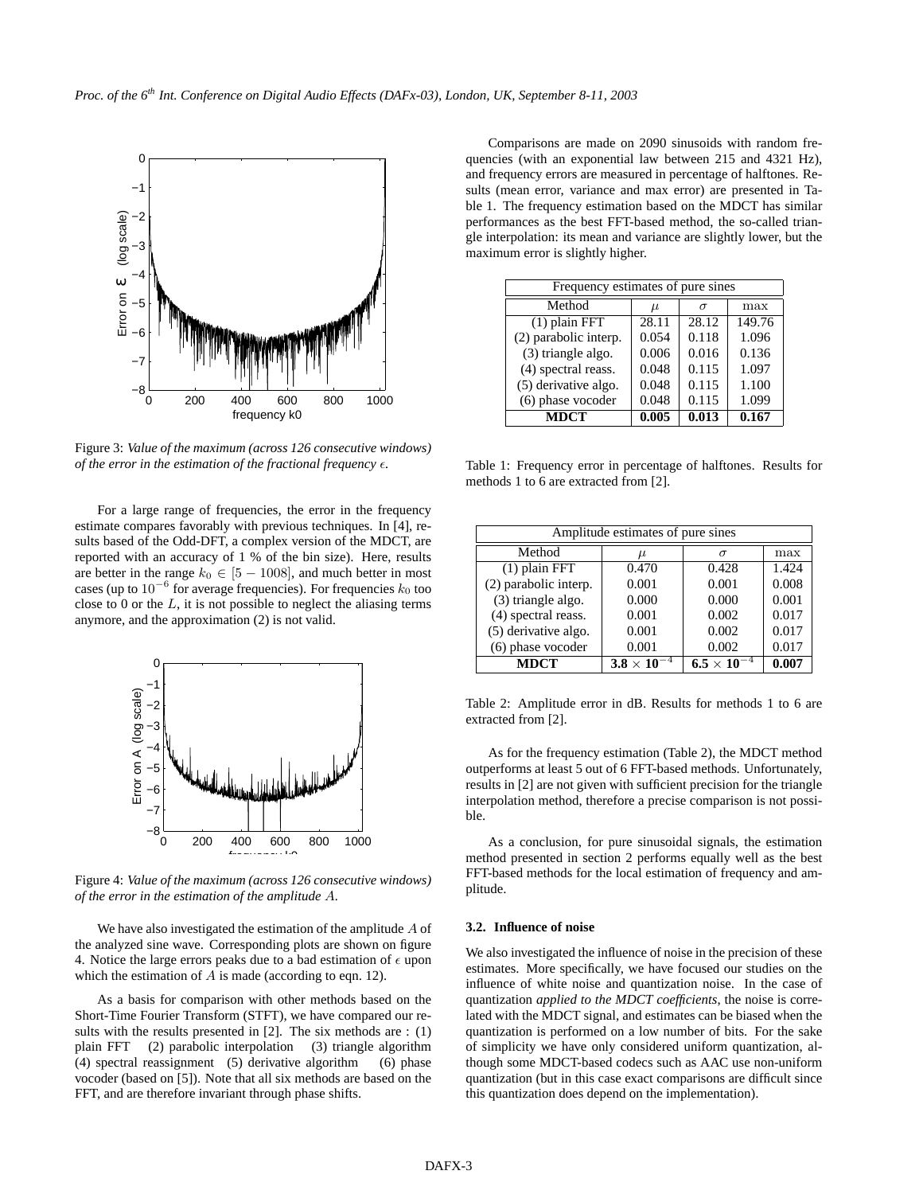Figure 3: *Value of the maximum (across 126 consecutive windows) of the error in the estimation of the fractional frequency $\epsilon$.*

For a large range of frequencies, the error in the frequency estimate compares favorably with previous techniques. In [4], results based of the Odd-DFT, a complex version of the MDCT, are reported with an accuracy of 1 % of the bin size). Here, results are better in the range $k_0 \in [5 - 1008]$, and much better in most cases (up to $10^{-6}$ for average frequencies). For frequencies $k_0$ too close to 0 or the $L$, it is not possible to neglect the aliasing terms anymore, and the approximation (2) is not valid.

Figure 4: *Value of the maximum (across 126 consecutive windows) of the error in the estimation of the amplitude $A$.*

We have also investigated the estimation of the amplitude $A$ of the analyzed sine wave. Corresponding plots are shown on figure 4. Notice the large errors peaks due to a bad estimation of $\epsilon$ upon which the estimation of $A$ is made (according to eqn. 12).

As a basis for comparison with other methods based on the Short-Time Fourier Transform (STFT), we have compared our results with the results presented in [2]. The six methods are : (1) plain FFT (2) parabolic interpolation (3) triangle algorithm (4) spectral reassignment (5) derivative algorithm (6) phase vocoder (based on [5]). Note that all six methods are based on the FFT, and are therefore invariant through phase shifts.

Comparisons are made on 2090 sinusoids with random frequencies (with an exponential law between 215 and 4321 Hz), and frequency errors are measured in percentage of halftones. Results (mean error, variance and max error) are presented in Table 1. The frequency estimation based on the MDCT has similar performances as the best FFT-based method, the so-called triangle interpolation: its mean and variance are slightly lower, but the maximum error is slightly higher.

| Frequency estimates of pure sines | | | |
|---|---|---|---|
| Method | $\mu$ | $\sigma$ | max |
| (1) plain FFT | 28.11 | 28.12 | 149.76 |
| (2) parabolic interp. | 0.054 | 0.118 | 1.096 |
| (3) triangle algo. | 0.006 | 0.016 | 0.136 |
| (4) spectral reass. | 0.048 | 0.115 | 1.097 |
| (5) derivative algo. | 0.048 | 0.115 | 1.100 |
| (6) phase vocoder | 0.048 | 0.115 | 1.099 |
| **MDCT** | **0.005** | **0.013** | **0.167** |

Table 1: Frequency error in percentage of halftones. Results for methods 1 to 6 are extracted from [2].

| Amplitude estimates of pure sines | | | |
|---|---|---|---|
| Method | $\mu$ | $\sigma$ | max |
| (1) plain FFT | 0.470 | 0.428 | 1.424 |
| (2) parabolic interp. | 0.001 | 0.001 | 0.008 |
| (3) triangle algo. | 0.000 | 0.000 | 0.001 |
| (4) spectral reass. | 0.001 | 0.002 | 0.017 |
| (5) derivative algo. | 0.001 | 0.002 | 0.017 |
| (6) phase vocoder | 0.001 | 0.002 | 0.017 |
| **MDCT** | $\mathbf{3.8 \times 10^{-4}}$ | $\mathbf{6.5 \times 10^{-4}}$ | **0.007** |

Table 2: Amplitude error in dB. Results for methods 1 to 6 are extracted from [2].

As for the frequency estimation (Table 2), the MDCT method outperforms at least 5 out of 6 FFT-based methods. Unfortunately, results in [2] are not given with sufficient precision for the triangle interpolation method, therefore a precise comparison is not possible.

As a conclusion, for pure sinusoidal signals, the estimation method presented in section 2 performs equally well as the best FFT-based methods for the local estimation of frequency and amplitude.

### 3.2. Influence of noise

We also investigated the influence of noise in the precision of these estimates. More specifically, we have focused our studies on the influence of white noise and quantization noise. In the case of quantization *applied to the MDCT coefficients*, the noise is correlated with the MDCT signal, and estimates can be biased when the quantization is performed on a low number of bits. For the sake of simplicity we have only considered uniform quantization, although some MDCT-based codecs such as AAC use non-uniform quantization (but in this case exact comparisons are difficult since this quantization does depend on the implementation).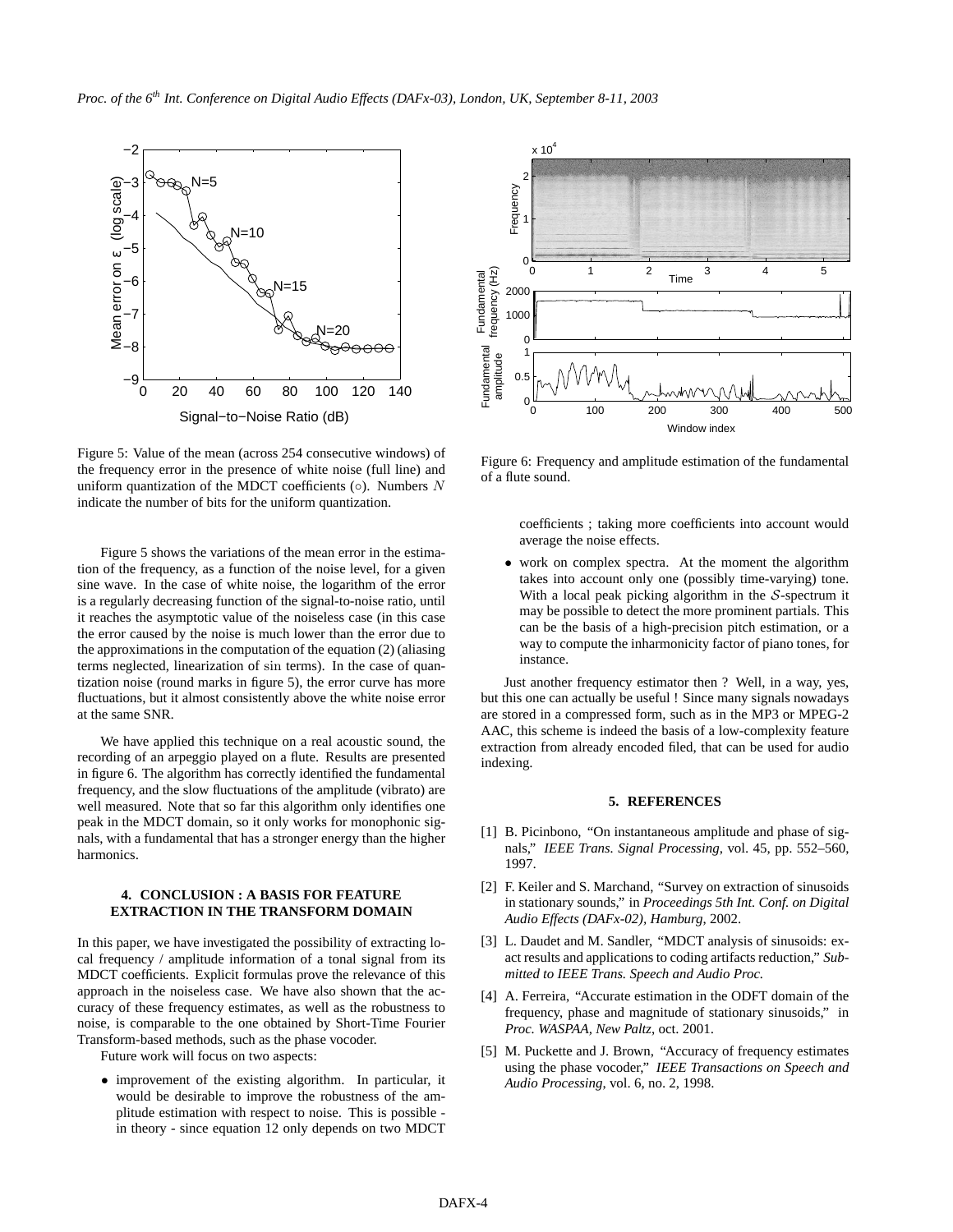−2
−3
−4
−5
−6
−7
−8
−9
0 20 40 60 80 100 120 140
Mean error on ε (log scale)
Signal−to−Noise Ratio (dB)
N=5
N=10
N=15
N=20

Figure 5: Value of the mean (across 254 consecutive windows) of the frequency error in the presence of white noise (full line) and uniform quantization of the MDCT coefficients (○). Numbers $N$ indicate the number of bits for the uniform quantization.

x 10^4
2
1
0
Frequency
0 1 2 3 4 5
Time
Fundamental frequency (Hz)
2000
1000
0
Fundamental amplitude
1
0.5
0
0 100 200 300 400 500
Window index

Figure 6: Frequency and amplitude estimation of the fundamental of a flute sound.

Figure 5 shows the variations of the mean error in the estimation of the frequency, as a function of the noise level, for a given sine wave. In the case of white noise, the logarithm of the error is a regularly decreasing function of the signal-to-noise ratio, until it reaches the asymptotic value of the noiseless case (in this case the error caused by the noise is much lower than the error due to the approximations in the computation of the equation (2) (aliasing terms neglected, linearization of $\sin$ terms). In the case of quantization noise (round marks in figure 5), the error curve has more fluctuations, but it almost consistently above the white noise error at the same SNR.

We have applied this technique on a real acoustic sound, the recording of an arpeggio played on a flute. Results are presented in figure 6. The algorithm has correctly identified the fundamental frequency, and the slow fluctuations of the amplitude (vibrato) are well measured. Note that so far this algorithm only identifies one peak in the MDCT domain, so it only works for monophonic signals, with a fundamental that has a stronger energy than the higher harmonics.

## 4. CONCLUSION : A BASIS FOR FEATURE EXTRACTION IN THE TRANSFORM DOMAIN

In this paper, we have investigated the possibility of extracting local frequency / amplitude information of a tonal signal from its MDCT coefficients. Explicit formulas prove the relevance of this approach in the noiseless case. We have also shown that the accuracy of these frequency estimates, as well as the robustness to noise, is comparable to the one obtained by Short-Time Fourier Transform-based methods, such as the phase vocoder.

Future work will focus on two aspects:

- improvement of the existing algorithm. In particular, it would be desirable to improve the robustness of the amplitude estimation with respect to noise. This is possible - in theory - since equation 12 only depends on two MDCT coefficients ; taking more coefficients into account would average the noise effects.
- work on complex spectra. At the moment the algorithm takes into account only one (possibly time-varying) tone. With a local peak picking algorithm in the $\mathcal{S}$-spectrum it may be possible to detect the more prominent partials. This can be the basis of a high-precision pitch estimation, or a way to compute the inharmonicity factor of piano tones, for instance.

Just another frequency estimator then ? Well, in a way, yes, but this one can actually be useful ! Since many signals nowadays are stored in a compressed form, such as in the MP3 or MPEG-2 AAC, this scheme is indeed the basis of a low-complexity feature extraction from already encoded filed, that can be used for audio indexing.

## 5. REFERENCES

[1] B. Picinbono, "On instantaneous amplitude and phase of signals," *IEEE Trans. Signal Processing*, vol. 45, pp. 552–560, 1997.

[2] F. Keiler and S. Marchand, "Survey on extraction of sinusoids in stationary sounds," in *Proceedings 5th Int. Conf. on Digital Audio Effects (DAFx-02), Hamburg*, 2002.

[3] L. Daudet and M. Sandler, "MDCT analysis of sinusoids: exact results and applications to coding artifacts reduction," *Submitted to IEEE Trans. Speech and Audio Proc.*

[4] A. Ferreira, "Accurate estimation in the ODFT domain of the frequency, phase and magnitude of stationary sinusoids," in *Proc. WASPAA, New Paltz*, oct. 2001.

[5] M. Puckette and J. Brown, "Accuracy of frequency estimates using the phase vocoder," *IEEE Transactions on Speech and Audio Processing*, vol. 6, no. 2, 1998.